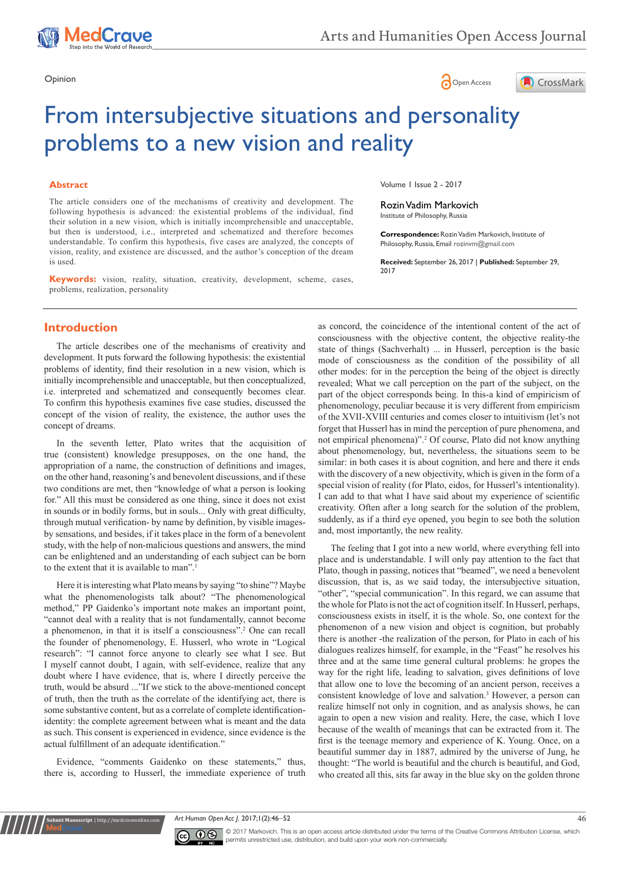Opinion

# From intersubjective situations and personality problems to a new vision and reality

## Abstract

The article considers one of the mechanisms of creativity and development. The following hypothesis is advanced: the existential problems of the individual, find their solution in a new vision, which is initially incomprehensible and unacceptable, but then is understood, i.e., interpreted and schematized and therefore becomes understandable. To confirm this hypothesis, five cases are analyzed, the concepts of vision, reality, and existence are discussed, and the author's conception of the dream is used.

**Keywords:** vision, reality, situation, creativity, development, scheme, cases, problems, realization, personality

Volume 1 Issue 2 - 2017

Rozin Vadim Markovich
Institute of Philosophy, Russia

**Correspondence:** Rozin Vadim Markovich, Institute of Philosophy, Russia, Email rozinvm@gmail.com

**Received:** September 26, 2017 | **Published:** September 29, 2017

## Introduction

The article describes one of the mechanisms of creativity and development. It puts forward the following hypothesis: the existential problems of identity, find their resolution in a new vision, which is initially incomprehensible and unacceptable, but then conceptualized, i.e. interpreted and schematized and consequently becomes clear. To confirm this hypothesis examines five case studies, discussed the concept of the vision of reality, the existence, the author uses the concept of dreams.

In the seventh letter, Plato writes that the acquisition of true (consistent) knowledge presupposes, on the one hand, the appropriation of a name, the construction of definitions and images, on the other hand, reasoning's and benevolent discussions, and if these two conditions are met, then "knowledge of what a person is looking for." All this must be considered as one thing, since it does not exist in sounds or in bodily forms, but in souls... Only with great difficulty, through mutual verification- by name by definition, by visible images- by sensations, and besides, if it takes place in the form of a benevolent study, with the help of non-malicious questions and answers, the mind can be enlightened and an understanding of each subject can be born to the extent that it is available to man".[1]

Here it is interesting what Plato means by saying "to shine"? Maybe what the phenomenologists talk about? "The phenomenological method," PP Gaidenko's important note makes an important point, "cannot deal with a reality that is not fundamentally, cannot become a phenomenon, in that it is itself a consciousness".[2] One can recall the founder of phenomenology, E. Husserl, who wrote in "Logical research": "I cannot force anyone to clearly see what I see. But I myself cannot doubt, I again, with self-evidence, realize that any doubt where I have evidence, that is, where I directly perceive the truth, would be absurd ..."If we stick to the above-mentioned concept of truth, then the truth as the correlate of the identifying act, there is some substantive content, but as a correlate of complete identification-identity: the complete agreement between what is meant and the data as such. This consent is experienced in evidence, since evidence is the actual fulfillment of an adequate identification."

Evidence, "comments Gaidenko on these statements," thus, there is, according to Husserl, the immediate experience of truth as concord, the coincidence of the intentional content of the act of consciousness with the objective content, the objective reality-the state of things (Sachverhalt) ... in Husserl, perception is the basic mode of consciousness as the condition of the possibility of all other modes: for in the perception the being of the object is directly revealed; What we call perception on the part of the subject, on the part of the object corresponds being. In this-a kind of empiricism of phenomenology, peculiar because it is very different from empiricism of the XVII-XVIII centuries and comes closer to intuitivism (let's not forget that Husserl has in mind the perception of pure phenomena, and not empirical phenomena)".[2] Of course, Plato did not know anything about phenomenology, but, nevertheless, the situations seem to be similar: in both cases it is about cognition, and here and there it ends with the discovery of a new objectivity, which is given in the form of a special vision of reality (for Plato, eidos, for Husserl's intentionality). I can add to that what I have said about my experience of scientific creativity. Often after a long search for the solution of the problem, suddenly, as if a third eye opened, you begin to see both the solution and, most importantly, the new reality.

The feeling that I got into a new world, where everything fell into place and is understandable. I will only pay attention to the fact that Plato, though in passing, notices that "beamed", we need a benevolent discussion, that is, as we said today, the intersubjective situation, "other", "special communication". In this regard, we can assume that the whole for Plato is not the act of cognition itself. In Husserl, perhaps, consciousness exists in itself, it is the whole. So, one context for the phenomenon of a new vision and object is cognition, but probably there is another -the realization of the person, for Plato in each of his dialogues realizes himself, for example, in the "Feast" he resolves his three and at the same time general cultural problems: he gropes the way for the right life, leading to salvation, gives definitions of love that allow one to love the becoming of an ancient person, receives a consistent knowledge of love and salvation.[3] However, a person can realize himself not only in cognition, and as analysis shows, he can again to open a new vision and reality. Here, the case, which I love because of the wealth of meanings that can be extracted from it. The first is the teenage memory and experience of K. Young. Once, on a beautiful summer day in 1887, admired by the universe of Jung, he thought: "The world is beautiful and the church is beautiful, and God, who created all this, sits far away in the blue sky on the golden throne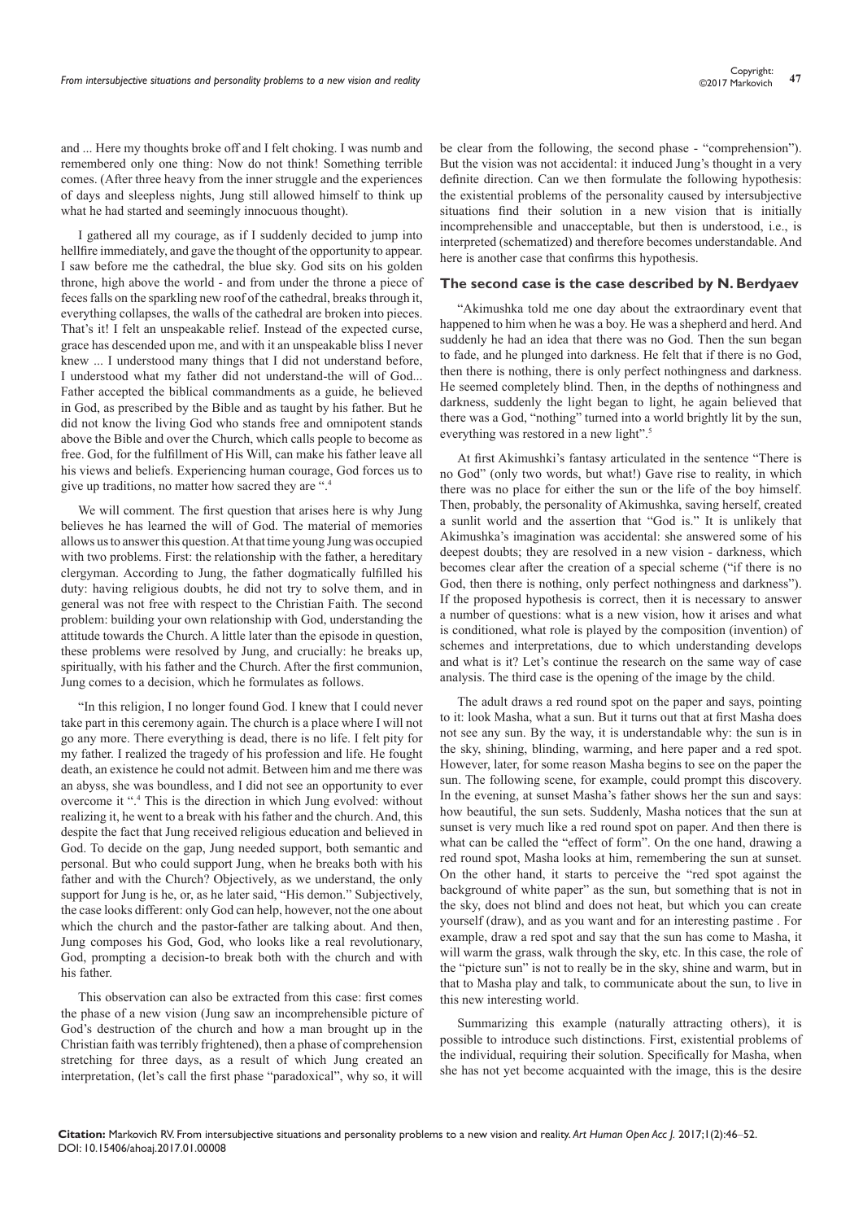and ... Here my thoughts broke off and I felt choking. I was numb and remembered only one thing: Now do not think! Something terrible comes. (After three heavy from the inner struggle and the experiences of days and sleepless nights, Jung still allowed himself to think up what he had started and seemingly innocuous thought).

I gathered all my courage, as if I suddenly decided to jump into hellfire immediately, and gave the thought of the opportunity to appear. I saw before me the cathedral, the blue sky. God sits on his golden throne, high above the world - and from under the throne a piece of feces falls on the sparkling new roof of the cathedral, breaks through it, everything collapses, the walls of the cathedral are broken into pieces. That's it! I felt an unspeakable relief. Instead of the expected curse, grace has descended upon me, and with it an unspeakable bliss I never knew ... I understood many things that I did not understand before, I understood what my father did not understand-the will of God... Father accepted the biblical commandments as a guide, he believed in God, as prescribed by the Bible and as taught by his father. But he did not know the living God who stands free and omnipotent stands above the Bible and over the Church, which calls people to become as free. God, for the fulfillment of His Will, can make his father leave all his views and beliefs. Experiencing human courage, God forces us to give up traditions, no matter how sacred they are ".[4]

We will comment. The first question that arises here is why Jung believes he has learned the will of God. The material of memories allows us to answer this question. At that time young Jung was occupied with two problems. First: the relationship with the father, a hereditary clergyman. According to Jung, the father dogmatically fulfilled his duty: having religious doubts, he did not try to solve them, and in general was not free with respect to the Christian Faith. The second problem: building your own relationship with God, understanding the attitude towards the Church. A little later than the episode in question, these problems were resolved by Jung, and crucially: he breaks up, spiritually, with his father and the Church. After the first communion, Jung comes to a decision, which he formulates as follows.

"In this religion, I no longer found God. I knew that I could never take part in this ceremony again. The church is a place where I will not go any more. There everything is dead, there is no life. I felt pity for my father. I realized the tragedy of his profession and life. He fought death, an existence he could not admit. Between him and me there was an abyss, she was boundless, and I did not see an opportunity to ever overcome it ".[4] This is the direction in which Jung evolved: without realizing it, he went to a break with his father and the church. And, this despite the fact that Jung received religious education and believed in God. To decide on the gap, Jung needed support, both semantic and personal. But who could support Jung, when he breaks both with his father and with the Church? Objectively, as we understand, the only support for Jung is he, or, as he later said, "His demon." Subjectively, the case looks different: only God can help, however, not the one about which the church and the pastor-father are talking about. And then, Jung composes his God, God, who looks like a real revolutionary, God, prompting a decision-to break both with the church and with his father.

This observation can also be extracted from this case: first comes the phase of a new vision (Jung saw an incomprehensible picture of God's destruction of the church and how a man brought up in the Christian faith was terribly frightened), then a phase of comprehension stretching for three days, as a result of which Jung created an interpretation, (let's call the first phase "paradoxical", why so, it will be clear from the following, the second phase - "comprehension"). But the vision was not accidental: it induced Jung's thought in a very definite direction. Can we then formulate the following hypothesis: the existential problems of the personality caused by intersubjective situations find their solution in a new vision that is initially incomprehensible and unacceptable, but then is understood, i.e., is interpreted (schematized) and therefore becomes understandable. And here is another case that confirms this hypothesis.

## The second case is the case described by N. Berdyaev

"Akimushka told me one day about the extraordinary event that happened to him when he was a boy. He was a shepherd and herd. And suddenly he had an idea that there was no God. Then the sun began to fade, and he plunged into darkness. He felt that if there is no God, then there is nothing, there is only perfect nothingness and darkness. He seemed completely blind. Then, in the depths of nothingness and darkness, suddenly the light began to light, he again believed that there was a God, "nothing" turned into a world brightly lit by the sun, everything was restored in a new light".[5]

At first Akimushki's fantasy articulated in the sentence "There is no God" (only two words, but what!) Gave rise to reality, in which there was no place for either the sun or the life of the boy himself. Then, probably, the personality of Akimushka, saving herself, created a sunlit world and the assertion that "God is." It is unlikely that Akimushka's imagination was accidental: she answered some of his deepest doubts; they are resolved in a new vision - darkness, which becomes clear after the creation of a special scheme ("if there is no God, then there is nothing, only perfect nothingness and darkness"). If the proposed hypothesis is correct, then it is necessary to answer a number of questions: what is a new vision, how it arises and what is conditioned, what role is played by the composition (invention) of schemes and interpretations, due to which understanding develops and what is it? Let's continue the research on the same way of case analysis. The third case is the opening of the image by the child.

The adult draws a red round spot on the paper and says, pointing to it: look Masha, what a sun. But it turns out that at first Masha does not see any sun. By the way, it is understandable why: the sun is in the sky, shining, blinding, warming, and here paper and a red spot. However, later, for some reason Masha begins to see on the paper the sun. The following scene, for example, could prompt this discovery. In the evening, at sunset Masha's father shows her the sun and says: how beautiful, the sun sets. Suddenly, Masha notices that the sun at sunset is very much like a red round spot on paper. And then there is what can be called the "effect of form". On the one hand, drawing a red round spot, Masha looks at him, remembering the sun at sunset. On the other hand, it starts to perceive the "red spot against the background of white paper" as the sun, but something that is not in the sky, does not blind and does not heat, but which you can create yourself (draw), and as you want and for an interesting pastime . For example, draw a red spot and say that the sun has come to Masha, it will warm the grass, walk through the sky, etc. In this case, the role of the "picture sun" is not to really be in the sky, shine and warm, but in that to Masha play and talk, to communicate about the sun, to live in this new interesting world.

Summarizing this example (naturally attracting others), it is possible to introduce such distinctions. First, existential problems of the individual, requiring their solution. Specifically for Masha, when she has not yet become acquainted with the image, this is the desire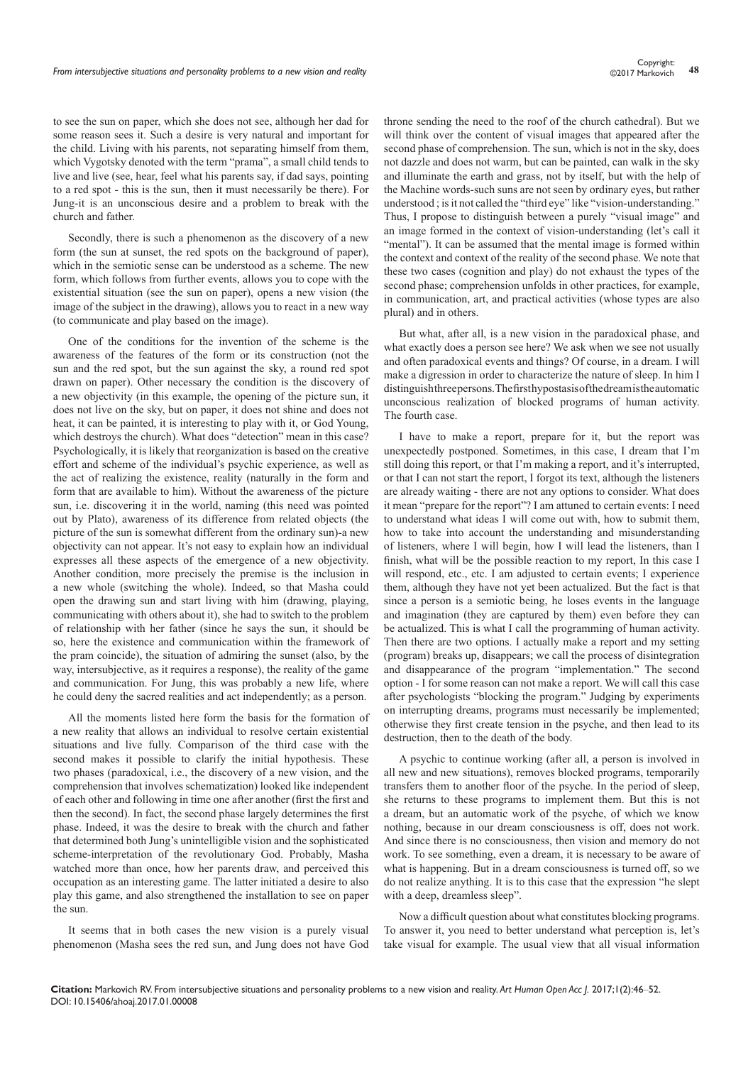to see the sun on paper, which she does not see, although her dad for some reason sees it. Such a desire is very natural and important for the child. Living with his parents, not separating himself from them, which Vygotsky denoted with the term "prama", a small child tends to live and live (see, hear, feel what his parents say, if dad says, pointing to a red spot - this is the sun, then it must necessarily be there). For Jung-it is an unconscious desire and a problem to break with the church and father.

Secondly, there is such a phenomenon as the discovery of a new form (the sun at sunset, the red spots on the background of paper), which in the semiotic sense can be understood as a scheme. The new form, which follows from further events, allows you to cope with the existential situation (see the sun on paper), opens a new vision (the image of the subject in the drawing), allows you to react in a new way (to communicate and play based on the image).

One of the conditions for the invention of the scheme is the awareness of the features of the form or its construction (not the sun and the red spot, but the sun against the sky, a round red spot drawn on paper). Other necessary the condition is the discovery of a new objectivity (in this example, the opening of the picture sun, it does not live on the sky, but on paper, it does not shine and does not heat, it can be painted, it is interesting to play with it, or God Young, which destroys the church). What does "detection" mean in this case? Psychologically, it is likely that reorganization is based on the creative effort and scheme of the individual's psychic experience, as well as the act of realizing the existence, reality (naturally in the form and form that are available to him). Without the awareness of the picture sun, i.e. discovering it in the world, naming (this need was pointed out by Plato), awareness of its difference from related objects (the picture of the sun is somewhat different from the ordinary sun)-a new objectivity can not appear. It's not easy to explain how an individual expresses all these aspects of the emergence of a new objectivity. Another condition, more precisely the premise is the inclusion in a new whole (switching the whole). Indeed, so that Masha could open the drawing sun and start living with him (drawing, playing, communicating with others about it), she had to switch to the problem of relationship with her father (since he says the sun, it should be so, here the existence and communication within the framework of the pram coincide), the situation of admiring the sunset (also, by the way, intersubjective, as it requires a response), the reality of the game and communication. For Jung, this was probably a new life, where he could deny the sacred realities and act independently; as a person.

All the moments listed here form the basis for the formation of a new reality that allows an individual to resolve certain existential situations and live fully. Comparison of the third case with the second makes it possible to clarify the initial hypothesis. These two phases (paradoxical, i.e., the discovery of a new vision, and the comprehension that involves schematization) looked like independent of each other and following in time one after another (first the first and then the second). In fact, the second phase largely determines the first phase. Indeed, it was the desire to break with the church and father that determined both Jung's unintelligible vision and the sophisticated scheme-interpretation of the revolutionary God. Probably, Masha watched more than once, how her parents draw, and perceived this occupation as an interesting game. The latter initiated a desire to also play this game, and also strengthened the installation to see on paper the sun.

It seems that in both cases the new vision is a purely visual phenomenon (Masha sees the red sun, and Jung does not have God throne sending the need to the roof of the church cathedral). But we will think over the content of visual images that appeared after the second phase of comprehension. The sun, which is not in the sky, does not dazzle and does not warm, but can be painted, can walk in the sky and illuminate the earth and grass, not by itself, but with the help of the Machine words-such suns are not seen by ordinary eyes, but rather understood ; is it not called the "third eye" like "vision-understanding." Thus, I propose to distinguish between a purely "visual image" and an image formed in the context of vision-understanding (let's call it "mental"). It can be assumed that the mental image is formed within the context and context of the reality of the second phase. We note that these two cases (cognition and play) do not exhaust the types of the second phase; comprehension unfolds in other practices, for example, in communication, art, and practical activities (whose types are also plural) and in others.

But what, after all, is a new vision in the paradoxical phase, and what exactly does a person see here? We ask when we see not usually and often paradoxical events and things? Of course, in a dream. I will make a digression in order to characterize the nature of sleep. In him I distinguishthreepersons.Thefirsthypostasisofthedreamistheautomatic unconscious realization of blocked programs of human activity. The fourth case.

I have to make a report, prepare for it, but the report was unexpectedly postponed. Sometimes, in this case, I dream that I'm still doing this report, or that I'm making a report, and it's interrupted, or that I can not start the report, I forgot its text, although the listeners are already waiting - there are not any options to consider. What does it mean "prepare for the report"? I am attuned to certain events: I need to understand what ideas I will come out with, how to submit them, how to take into account the understanding and misunderstanding of listeners, where I will begin, how I will lead the listeners, than I finish, what will be the possible reaction to my report, In this case I will respond, etc., etc. I am adjusted to certain events; I experience them, although they have not yet been actualized. But the fact is that since a person is a semiotic being, he loses events in the language and imagination (they are captured by them) even before they can be actualized. This is what I call the programming of human activity. Then there are two options. I actually make a report and my setting (program) breaks up, disappears; we call the process of disintegration and disappearance of the program "implementation." The second option - I for some reason can not make a report. We will call this case after psychologists "blocking the program." Judging by experiments on interrupting dreams, programs must necessarily be implemented; otherwise they first create tension in the psyche, and then lead to its destruction, then to the death of the body.

A psychic to continue working (after all, a person is involved in all new and new situations), removes blocked programs, temporarily transfers them to another floor of the psyche. In the period of sleep, she returns to these programs to implement them. But this is not a dream, but an automatic work of the psyche, of which we know nothing, because in our dream consciousness is off, does not work. And since there is no consciousness, then vision and memory do not work. To see something, even a dream, it is necessary to be aware of what is happening. But in a dream consciousness is turned off, so we do not realize anything. It is to this case that the expression "he slept with a deep, dreamless sleep".

Now a difficult question about what constitutes blocking programs. To answer it, you need to better understand what perception is, let's take visual for example. The usual view that all visual information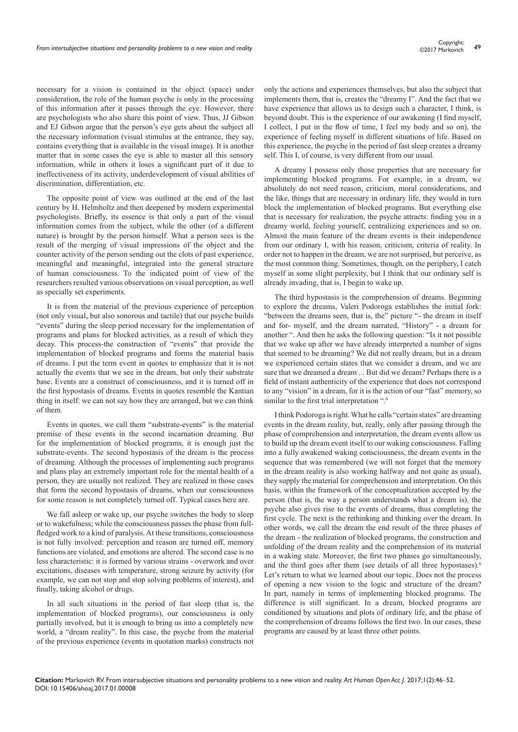necessary for a vision is contained in the object (space) under consideration, the role of the human psyche is only in the processing of this information after it passes through the eye. However, there are psychologists who also share this point of view. Thus, JJ Gibson and EJ Gibson argue that the person's eye gets about the subject all the necessary information (visual stimulus at the entrance, they say, contains everything that is available in the visual image). It is another matter that in some cases the eye is able to master all this sensory information, while in others it loses a significant part of it due to ineffectiveness of its activity, underdevelopment of visual abilities of discrimination, differentiation, etc.

The opposite point of view was outlined at the end of the last century by H. Helmholtz and then deepened by modern experimental psychologists. Briefly, its essence is that only a part of the visual information comes from the subject, while the other (of a different nature) is brought by the person himself. What a person sees is the result of the merging of visual impressions of the object and the counter activity of the person sending out the clots of past experience, meaningful and meaningful, integrated into the general structure of human consciousness. To the indicated point of view of the researchers resulted various observations on visual perception, as well as specially set experiments.

It is from the material of the previous experience of perception (not only visual, but also sonorous and tactile) that our psyche builds "events" during the sleep period necessary for the implementation of programs and plans for blocked activities, as a result of which they decay. This process-the construction of "events" that provide the implementation of blocked programs and forms the material basis of dreams. I put the term event in quotes to emphasize that it is not actually the events that we see in the dream, but only their substrate base. Events are a construct of consciousness, and it is turned off in the first hypostasis of dreams. Events in quotes resemble the Kantian thing in itself: we can not say how they are arranged, but we can think of them.

Events in quotes, we call them "substrate-events" is the material premise of these events in the second incarnation dreaming. But for the implementation of blocked programs, it is enough just the substrate-events. The second hypostasis of the dream is the process of dreaming. Although the processes of implementing such programs and plans play an extremely important role for the mental health of a person, they are usually not realized. They are realized in those cases that form the second hypostasis of dreams, when our consciousness for some reason is not completely turned off. Typical cases here are.

We fall asleep or wake up, our psyche switches the body to sleep or to wakefulness; while the consciousness passes the phase from full-fledged work to a kind of paralysis. At these transitions, consciousness is not fully involved: perception and reason are turned off, memory functions are violated, and emotions are altered. The second case is no less characteristic: it is formed by various strains - overwork and over excitations, diseases with temperature, strong seizure by activity (for example, we can not stop and stop solving problems of interest), and finally, taking alcohol or drugs.

In all such situations in the period of fast sleep (that is, the implementation of blocked programs), our consciousness is only partially involved, but it is enough to bring us into a completely new world, a "dream reality". In this case, the psyche from the material of the previous experience (events in quotation marks) constructs not only the actions and experiences themselves, but also the subject that implements them, that is, creates the "dreamy I". And the fact that we have experience that allows us to design such a character, I think, is beyond doubt. This is the experience of our awakening (I find myself, I collect, I put in the flow of time, I feel my body and so on), the experience of feeling myself in different situations of life. Based on this experience, the psyche in the period of fast sleep creates a dreamy self. This I, of course, is very different from our usual.

A dreamy I possess only those properties that are necessary for implementing blocked programs. For example, in a dream, we absolutely do not need reason, criticism, moral considerations, and the like, things that are necessary in ordinary life, they would in turn block the implementation of blocked programs. But everything else that is necessary for realization, the psyche attracts: finding you in a dreamy world, feeling yourself, centralizing experiences and so on. Almost the main feature of the dream events is their independence from our ordinary I, with his reason, criticism, criteria of reality. In order not to happen in the dream, we are not surprised, but perceive, as the most common thing. Sometimes, though, on the periphery, I catch myself in some slight perplexity, but I think that our ordinary self is already invading, that is, I begin to wake up.

The third hypostasis is the comprehension of dreams. Beginning to explore the dreams, Valeri Podoroga establishes the initial fork: "between the dreams seen, that is, the" picture "- the dream in itself and for- myself, and the dream narrated, "History" - a dream for another ". And then he asks the following question: "Is it not possible that we wake up after we have already interpreted a number of signs that seemed to be dreaming? We did not really dream, but in a dream we experienced certain states that we consider a dream, and we are sure that we dreamed a dream ... But did we dream? Perhaps there is a field of instant authenticity of the experience that does not correspond to any "vision" in a dream, for it is the action of our "fast" memory, so similar to the first trial interpretation ".[6]

I think Podoroga is right. What he calls "certain states" are dreaming events in the dream reality, but, really, only after passing through the phase of comprehension and interpretation, the dream events allow us to build up the dream event itself to our waking consciousness. Falling into a fully awakened waking consciousness, the dream events in the sequence that was remembered (we will not forget that the memory in the dream reality is also working halfway and not quite as usual), they supply the material for comprehension and interpretation. On this basis, within the framework of the conceptualization accepted by the person (that is, the way a person understands what a dream is), the psyche also gives rise to the events of dreams, thus completing the first cycle. The next is the rethinking and thinking over the dream. In other words, we call the dream the end result of the three phases of the dream - the realization of blocked programs, the construction and unfolding of the dream reality and the comprehension of its material in a waking state. Moreover, the first two phases go simultaneously, and the third goes after them (see details of all three hypostases).[6] Let's return to what we learned about our topic. Does not the process of opening a new vision to the logic and structure of the dream? In part, namely in terms of implementing blocked programs. The difference is still significant. In a dream, blocked programs are conditioned by situations and plots of ordinary life, and the phase of the comprehension of dreams follows the first two. In our cases, these programs are caused by at least three other points.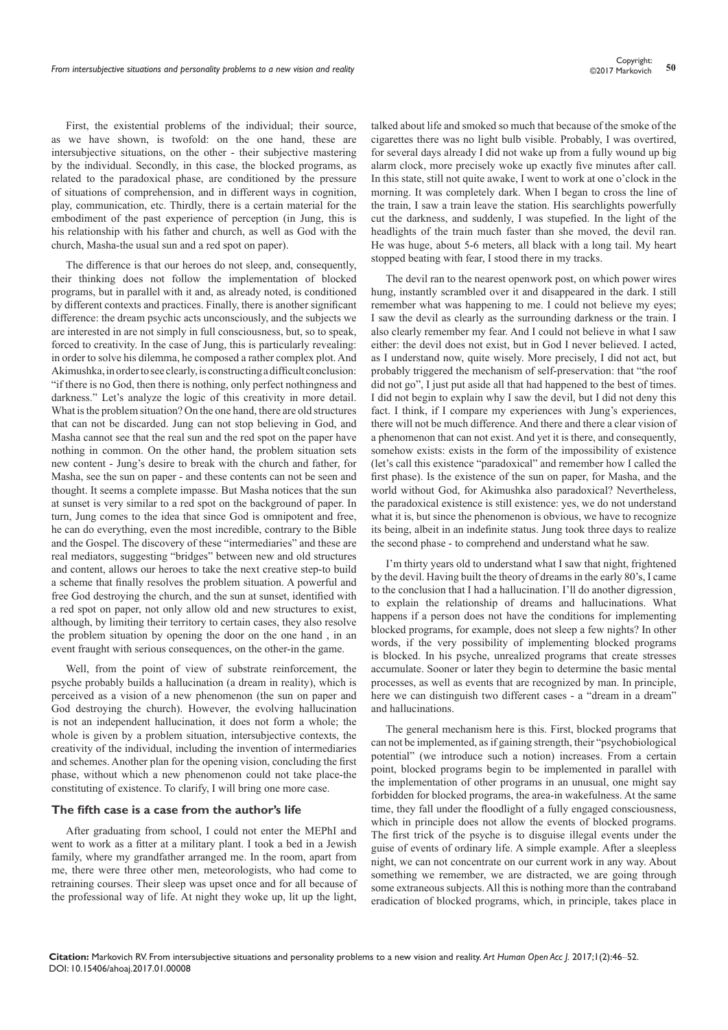First, the existential problems of the individual; their source, as we have shown, is twofold: on the one hand, these are intersubjective situations, on the other - their subjective mastering by the individual. Secondly, in this case, the blocked programs, as related to the paradoxical phase, are conditioned by the pressure of situations of comprehension, and in different ways in cognition, play, communication, etc. Thirdly, there is a certain material for the embodiment of the past experience of perception (in Jung, this is his relationship with his father and church, as well as God with the church, Masha-the usual sun and a red spot on paper).

The difference is that our heroes do not sleep, and, consequently, their thinking does not follow the implementation of blocked programs, but in parallel with it and, as already noted, is conditioned by different contexts and practices. Finally, there is another significant difference: the dream psychic acts unconsciously, and the subjects we are interested in are not simply in full consciousness, but, so to speak, forced to creativity. In the case of Jung, this is particularly revealing: in order to solve his dilemma, he composed a rather complex plot. And Akimushka, in order to see clearly, is constructing a difficult conclusion: "if there is no God, then there is nothing, only perfect nothingness and darkness." Let's analyze the logic of this creativity in more detail. What is the problem situation? On the one hand, there are old structures that can not be discarded. Jung can not stop believing in God, and Masha cannot see that the real sun and the red spot on the paper have nothing in common. On the other hand, the problem situation sets new content - Jung's desire to break with the church and father, for Masha, see the sun on paper - and these contents can not be seen and thought. It seems a complete impasse. But Masha notices that the sun at sunset is very similar to a red spot on the background of paper. In turn, Jung comes to the idea that since God is omnipotent and free, he can do everything, even the most incredible, contrary to the Bible and the Gospel. The discovery of these "intermediaries" and these are real mediators, suggesting "bridges" between new and old structures and content, allows our heroes to take the next creative step-to build a scheme that finally resolves the problem situation. A powerful and free God destroying the church, and the sun at sunset, identified with a red spot on paper, not only allow old and new structures to exist, although, by limiting their territory to certain cases, they also resolve the problem situation by opening the door on the one hand , in an event fraught with serious consequences, on the other-in the game.

Well, from the point of view of substrate reinforcement, the psyche probably builds a hallucination (a dream in reality), which is perceived as a vision of a new phenomenon (the sun on paper and God destroying the church). However, the evolving hallucination is not an independent hallucination, it does not form a whole; the whole is given by a problem situation, intersubjective contexts, the creativity of the individual, including the invention of intermediaries and schemes. Another plan for the opening vision, concluding the first phase, without which a new phenomenon could not take place-the constituting of existence. To clarify, I will bring one more case.

## The fifth case is a case from the author's life

After graduating from school, I could not enter the MEPhI and went to work as a fitter at a military plant. I took a bed in a Jewish family, where my grandfather arranged me. In the room, apart from me, there were three other men, meteorologists, who had come to retraining courses. Their sleep was upset once and for all because of the professional way of life. At night they woke up, lit up the light, talked about life and smoked so much that because of the smoke of the cigarettes there was no light bulb visible. Probably, I was overtired, for several days already I did not wake up from a fully wound up big alarm clock, more precisely woke up exactly five minutes after call. In this state, still not quite awake, I went to work at one o'clock in the morning. It was completely dark. When I began to cross the line of the train, I saw a train leave the station. His searchlights powerfully cut the darkness, and suddenly, I was stupefied. In the light of the headlights of the train much faster than she moved, the devil ran. He was huge, about 5-6 meters, all black with a long tail. My heart stopped beating with fear, I stood there in my tracks.

The devil ran to the nearest openwork post, on which power wires hung, instantly scrambled over it and disappeared in the dark. I still remember what was happening to me. I could not believe my eyes; I saw the devil as clearly as the surrounding darkness or the train. I also clearly remember my fear. And I could not believe in what I saw either: the devil does not exist, but in God I never believed. I acted, as I understand now, quite wisely. More precisely, I did not act, but probably triggered the mechanism of self-preservation: that "the roof did not go", I just put aside all that had happened to the best of times. I did not begin to explain why I saw the devil, but I did not deny this fact. I think, if I compare my experiences with Jung's experiences, there will not be much difference. And there and there a clear vision of a phenomenon that can not exist. And yet it is there, and consequently, somehow exists: exists in the form of the impossibility of existence (let's call this existence "paradoxical" and remember how I called the first phase). Is the existence of the sun on paper, for Masha, and the world without God, for Akimushka also paradoxical? Nevertheless, the paradoxical existence is still existence: yes, we do not understand what it is, but since the phenomenon is obvious, we have to recognize its being, albeit in an indefinite status. Jung took three days to realize the second phase - to comprehend and understand what he saw.

I'm thirty years old to understand what I saw that night, frightened by the devil. Having built the theory of dreams in the early 80's, I came to the conclusion that I had a hallucination. I'll do another digression¸ to explain the relationship of dreams and hallucinations. What happens if a person does not have the conditions for implementing blocked programs, for example, does not sleep a few nights? In other words, if the very possibility of implementing blocked programs is blocked. In his psyche, unrealized programs that create stresses accumulate. Sooner or later they begin to determine the basic mental processes, as well as events that are recognized by man. In principle, here we can distinguish two different cases - a "dream in a dream" and hallucinations.

The general mechanism here is this. First, blocked programs that can not be implemented, as if gaining strength, their "psychobiological potential" (we introduce such a notion) increases. From a certain point, blocked programs begin to be implemented in parallel with the implementation of other programs in an unusual, one might say forbidden for blocked programs, the area-in wakefulness. At the same time, they fall under the floodlight of a fully engaged consciousness, which in principle does not allow the events of blocked programs. The first trick of the psyche is to disguise illegal events under the guise of events of ordinary life. A simple example. After a sleepless night, we can not concentrate on our current work in any way. About something we remember, we are distracted, we are going through some extraneous subjects. All this is nothing more than the contraband eradication of blocked programs, which, in principle, takes place in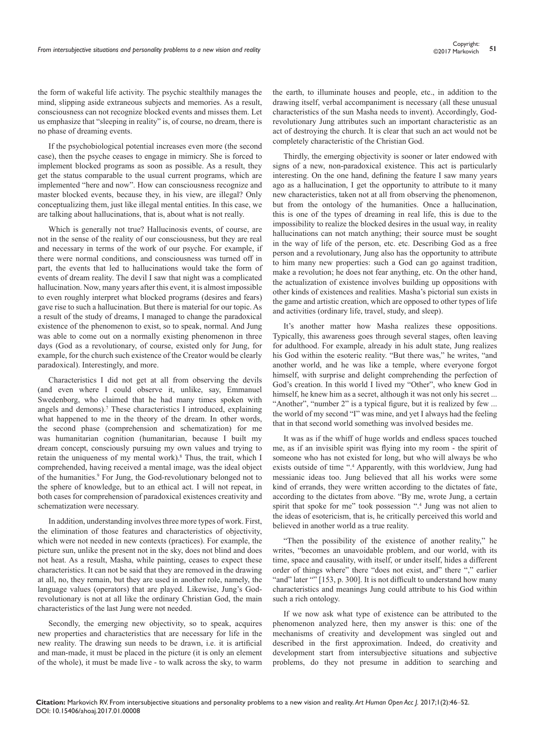the form of wakeful life activity. The psychic stealthily manages the mind, slipping aside extraneous subjects and memories. As a result, consciousness can not recognize blocked events and misses them. Let us emphasize that "sleeping in reality" is, of course, no dream, there is no phase of dreaming events.

If the psychobiological potential increases even more (the second case), then the psyche ceases to engage in mimicry. She is forced to implement blocked programs as soon as possible. As a result, they get the status comparable to the usual current programs, which are implemented "here and now". How can consciousness recognize and master blocked events, because they, in his view, are illegal? Only conceptualizing them, just like illegal mental entities. In this case, we are talking about hallucinations, that is, about what is not really.

Which is generally not true? Hallucinosis events, of course, are not in the sense of the reality of our consciousness, but they are real and necessary in terms of the work of our psyche. For example, if there were normal conditions, and consciousness was turned off in part, the events that led to hallucinations would take the form of events of dream reality. The devil I saw that night was a complicated hallucination. Now, many years after this event, it is almost impossible to even roughly interpret what blocked programs (desires and fears) gave rise to such a hallucination. But there is material for our topic. As a result of the study of dreams, I managed to change the paradoxical existence of the phenomenon to exist, so to speak, normal. And Jung was able to come out on a normally existing phenomenon in three days (God as a revolutionary, of course, existed only for Jung, for example, for the church such existence of the Creator would be clearly paradoxical). Interestingly, and more.

Characteristics I did not get at all from observing the devils (and even where I could observe it, unlike, say, Emmanuel Swedenborg, who claimed that he had many times spoken with angels and demons).[7] These characteristics I introduced, explaining what happened to me in the theory of the dream. In other words, the second phase (comprehension and schematization) for me was humanitarian cognition (humanitarian, because I built my dream concept, consciously pursuing my own values and trying to retain the uniqueness of my mental work).[8] Thus, the trait, which I comprehended, having received a mental image, was the ideal object of the humanities.[9] For Jung, the God-revolutionary belonged not to the sphere of knowledge, but to an ethical act. I will not repeat, in both cases for comprehension of paradoxical existences creativity and schematization were necessary.

In addition, understanding involves three more types of work. First, the elimination of those features and characteristics of objectivity, which were not needed in new contexts (practices). For example, the picture sun, unlike the present not in the sky, does not blind and does not heat. As a result, Masha, while painting, ceases to expect these characteristics. It can not be said that they are removed in the drawing at all, no, they remain, but they are used in another role, namely, the language values (operators) that are played. Likewise, Jung's God-revolutionary is not at all like the ordinary Christian God, the main characteristics of the last Jung were not needed.

Secondly, the emerging new objectivity, so to speak, acquires new properties and characteristics that are necessary for life in the new reality. The drawing sun needs to be drawn, i.e. it is artificial and man-made, it must be placed in the picture (it is only an element of the whole), it must be made live - to walk across the sky, to warm the earth, to illuminate houses and people, etc., in addition to the drawing itself, verbal accompaniment is necessary (all these unusual characteristics of the sun Masha needs to invent). Accordingly, God-revolutionary Jung attributes such an important characteristic as an act of destroying the church. It is clear that such an act would not be completely characteristic of the Christian God.

Thirdly, the emerging objectivity is sooner or later endowed with signs of a new, non-paradoxical existence. This act is particularly interesting. On the one hand, defining the feature I saw many years ago as a hallucination, I get the opportunity to attribute to it many new characteristics, taken not at all from observing the phenomenon, but from the ontology of the humanities. Once a hallucination, this is one of the types of dreaming in real life, this is due to the impossibility to realize the blocked desires in the usual way, in reality hallucinations can not match anything; their source must be sought in the way of life of the person, etc. etc. Describing God as a free person and a revolutionary, Jung also has the opportunity to attribute to him many new properties: such a God can go against tradition, make a revolution; he does not fear anything, etc. On the other hand, the actualization of existence involves building up oppositions with other kinds of existences and realities. Masha's pictorial sun exists in the game and artistic creation, which are opposed to other types of life and activities (ordinary life, travel, study, and sleep).

It's another matter how Masha realizes these oppositions. Typically, this awareness goes through several stages, often leaving for adulthood. For example, already in his adult state, Jung realizes his God within the esoteric reality. "But there was," he writes, "and another world, and he was like a temple, where everyone forgot himself, with surprise and delight comprehending the perfection of God's creation. In this world I lived my "Other", who knew God in himself, he knew him as a secret, although it was not only his secret ... "Another", "number 2" is a typical figure, but it is realized by few ... the world of my second "I" was mine, and yet I always had the feeling that in that second world something was involved besides me.

It was as if the whiff of huge worlds and endless spaces touched me, as if an invisible spirit was flying into my room - the spirit of someone who has not existed for long, but who will always be who exists outside of time ".[4] Apparently, with this worldview, Jung had messianic ideas too. Jung believed that all his works were some kind of errands, they were written according to the dictates of fate, according to the dictates from above. "By me, wrote Jung, a certain spirit that spoke for me" took possession ".[4] Jung was not alien to the ideas of esotericism, that is, he critically perceived this world and believed in another world as a true reality.

"Then the possibility of the existence of another reality," he writes, "becomes an unavoidable problem, and our world, with its time, space and causality, with itself, or under itself, hides a different order of things where" there "does not exist, and" there "," earlier "and" later "" [153, p. 300]. It is not difficult to understand how many characteristics and meanings Jung could attribute to his God within such a rich ontology.

If we now ask what type of existence can be attributed to the phenomenon analyzed here, then my answer is this: one of the mechanisms of creativity and development was singled out and described in the first approximation. Indeed, do creativity and development start from intersubjective situations and subjective problems, do they not presume in addition to searching and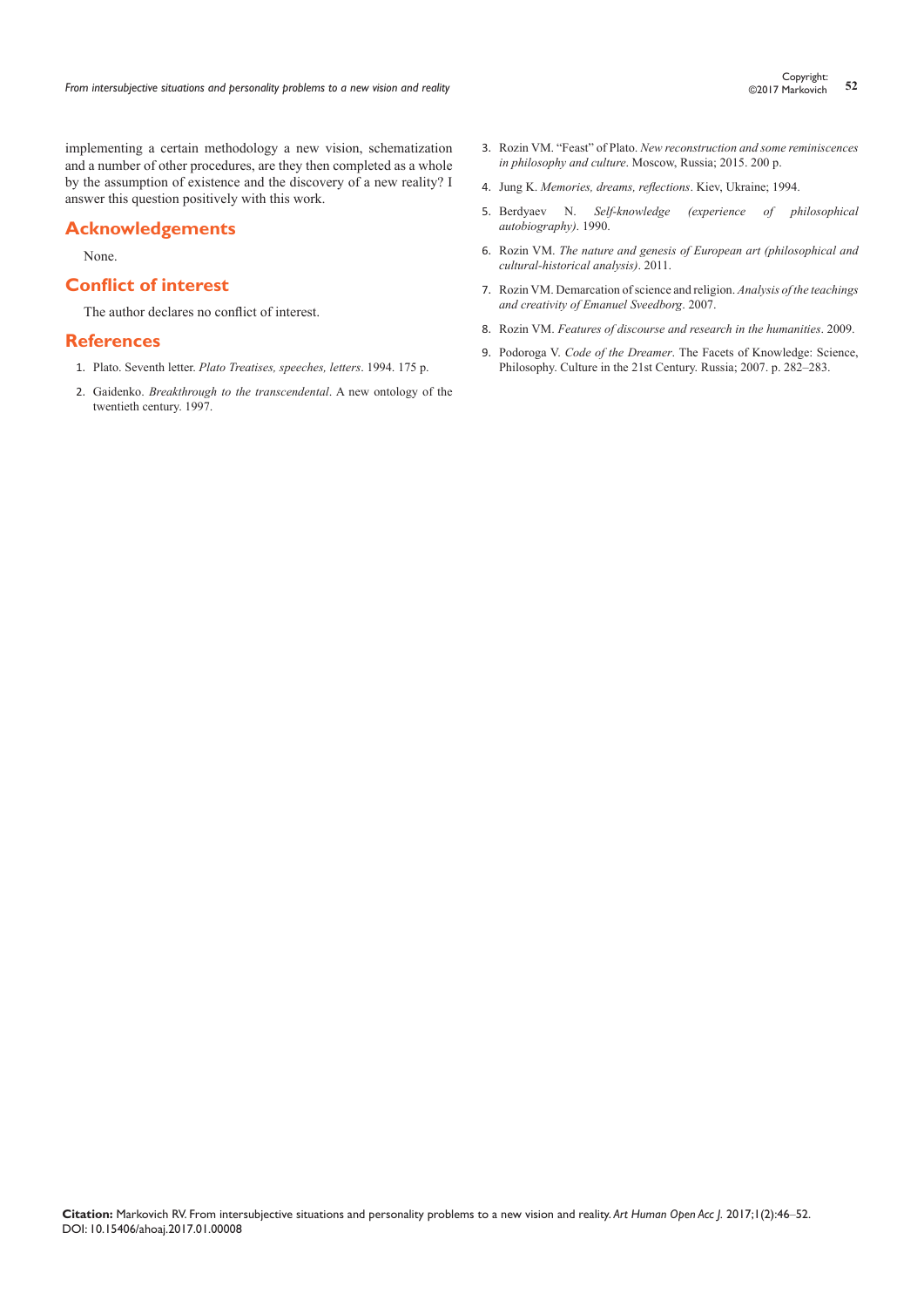implementing a certain methodology a new vision, schematization and a number of other procedures, are they then completed as a whole by the assumption of existence and the discovery of a new reality? I answer this question positively with this work.

## Acknowledgements

None.

## Conflict of interest

The author declares no conflict of interest.

## References

1. Plato. Seventh letter. *Plato Treatises, speeches, letters*. 1994. 175 p.
2. Gaidenko. *Breakthrough to the transcendental*. A new ontology of the twentieth century. 1997.
3. Rozin VM. "Feast" of Plato. *New reconstruction and some reminiscences in philosophy and culture*. Moscow, Russia; 2015. 200 p.
4. Jung K. *Memories, dreams, reflections*. Kiev, Ukraine; 1994.
5. Berdyaev N. *Self-knowledge (experience of philosophical autobiography)*. 1990.
6. Rozin VM. *The nature and genesis of European art (philosophical and cultural-historical analysis)*. 2011.
7. Rozin VM. Demarcation of science and religion. *Analysis of the teachings and creativity of Emanuel Sveedborg*. 2007.
8. Rozin VM. *Features of discourse and research in the humanities*. 2009.
9. Podoroga V. *Code of the Dreamer*. The Facets of Knowledge: Science, Philosophy. Culture in the 21st Century. Russia; 2007. p. 282–283.